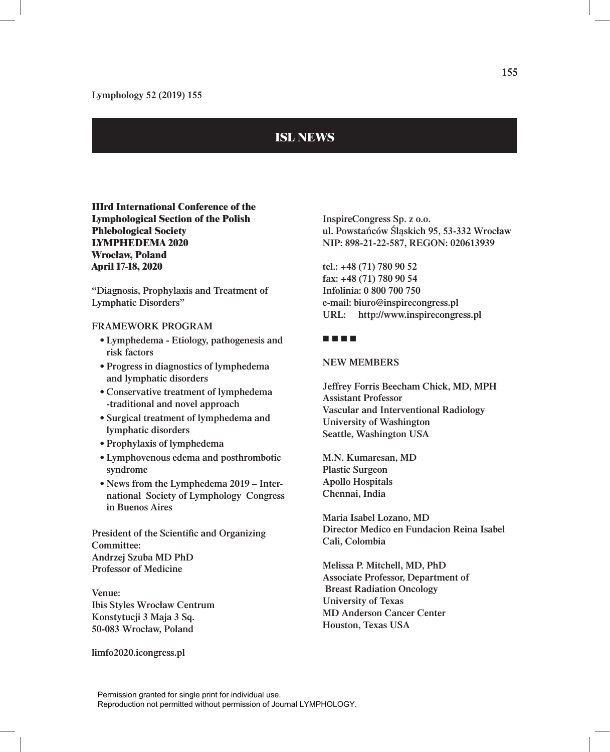# ISL NEWS

**IIIrd International Conference of the Lymphological Section of the Polish Phlebological Society**
**LYMPHEDEMA 2020**
**Wrocław, Poland**
**April 17-18, 2020**

"Diagnosis, Prophylaxis and Treatment of Lymphatic Disorders"

FRAMEWORK PROGRAM

- Lymphedema - Etiology, pathogenesis and risk factors
- Progress in diagnostics of lymphedema and lymphatic disorders
- Conservative treatment of lymphedema -traditional and novel approach
- Surgical treatment of lymphedema and lymphatic disorders
- Prophylaxis of lymphedema
- Lymphovenous edema and posthrombotic syndrome
- News from the Lymphedema 2019 – International Society of Lymphology Congress in Buenos Aires

President of the Scientific and Organizing Committee:
Andrzej Szuba MD PhD
Professor of Medicine

Venue:
Ibis Styles Wrocław Centrum
Konstytucji 3 Maja 3 Sq.
50-083 Wrocław, Poland

limfo2020.icongress.pl

InspireCongress Sp. z o.o.
ul. Powstańców Śląskich 95, 53-332 Wrocław
NIP: 898-21-22-587, REGON: 020613939

tel.: +48 (71) 780 90 52
fax: +48 (71) 780 90 54
Infolinia: 0 800 700 750
e-mail: biuro@inspirecongress.pl
URL: http://www.inspirecongress.pl

■ ■ ■ ■

NEW MEMBERS

Jeffrey Forris Beecham Chick, MD, MPH
Assistant Professor
Vascular and Interventional Radiology
University of Washington
Seattle, Washington USA

M.N. Kumaresan, MD
Plastic Surgeon
Apollo Hospitals
Chennai, India

Maria Isabel Lozano, MD
Director Medico en Fundacion Reina Isabel
Cali, Colombia

Melissa P. Mitchell, MD, PhD
Associate Professor, Department of Breast Radiation Oncology
University of Texas
MD Anderson Cancer Center
Houston, Texas USA

Permission granted for single print for individual use.
Reproduction not permitted without permission of Journal LYMPHOLOGY.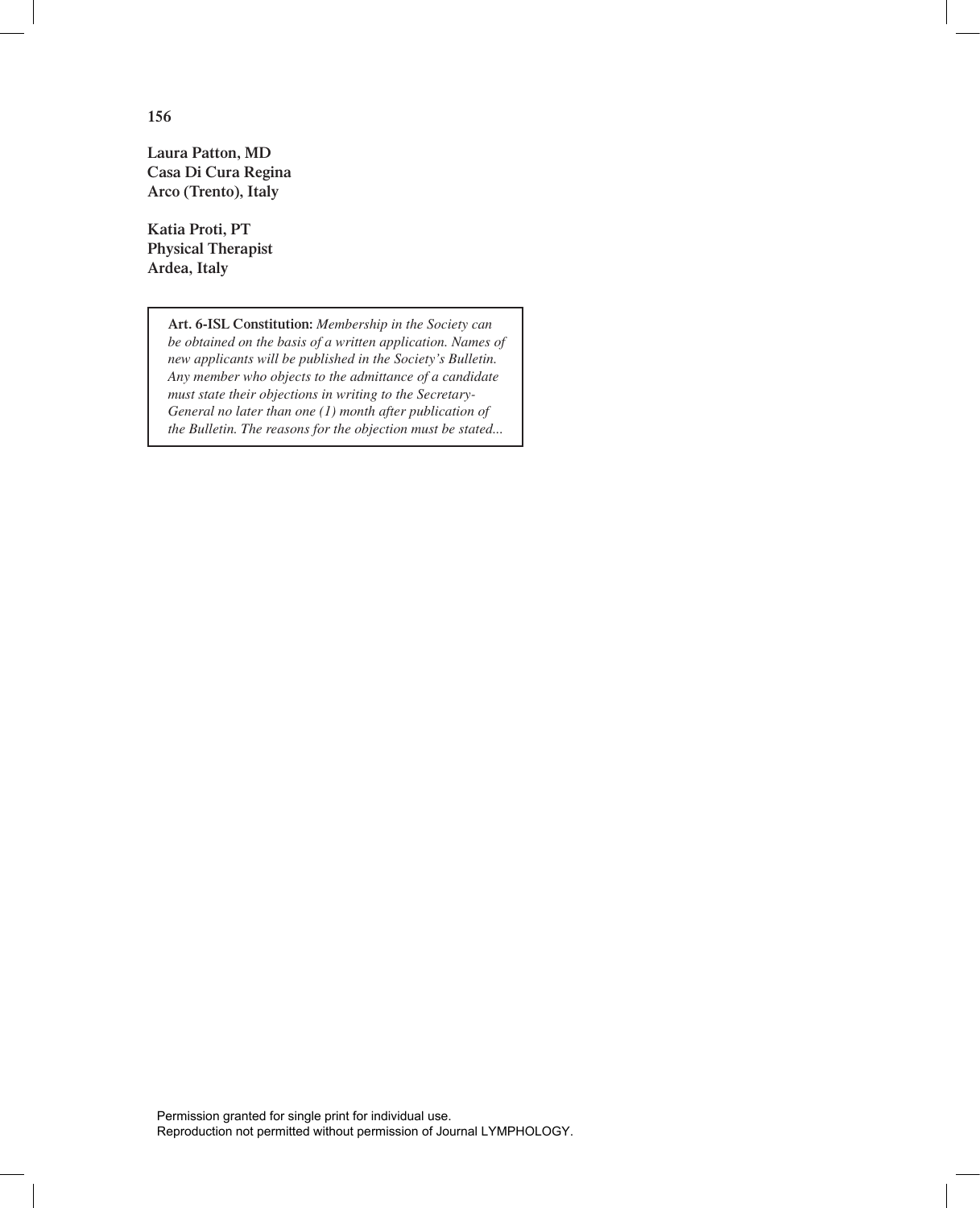**Laura Patton, MD**
**Casa Di Cura Regina**
**Arco (Trento), Italy**

**Katia Proti, PT**
**Physical Therapist**
**Ardea, Italy**

> **Art. 6-ISL Constitution:** *Membership in the Society can be obtained on the basis of a written application. Names of new applicants will be published in the Society's Bulletin. Any member who objects to the admittance of a candidate must state their objections in writing to the Secretary-General no later than one (1) month after publication of the Bulletin. The reasons for the objection must be stated...*

Permission granted for single print for individual use.
Reproduction not permitted without permission of Journal LYMPHOLOGY.